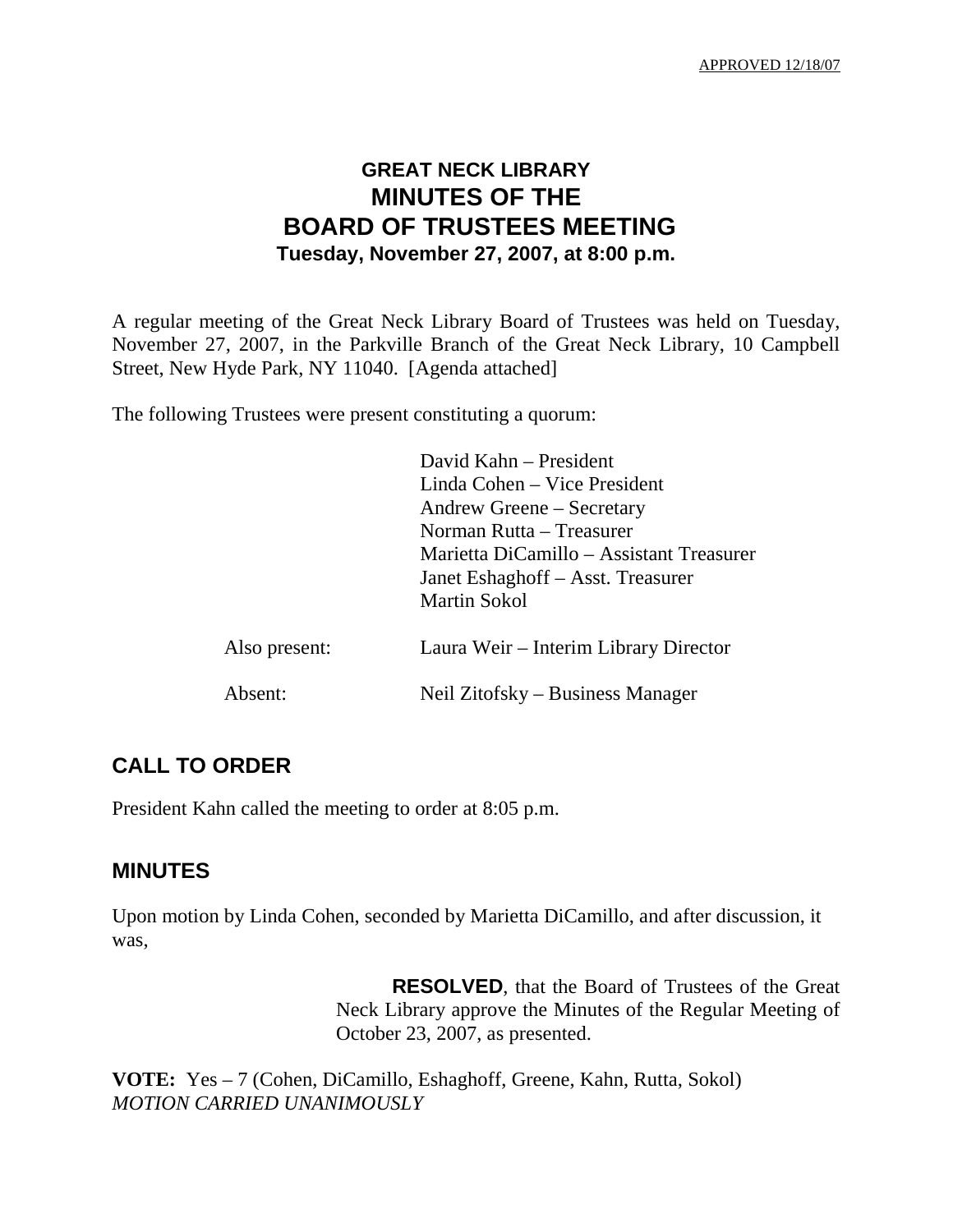APPROVED 12/18/07

# GREAT NECK LIBRARY
# MINUTES OF THE BOARD OF TRUSTEES MEETING
### Tuesday, November 27, 2007, at 8:00 p.m.

A regular meeting of the Great Neck Library Board of Trustees was held on Tuesday, November 27, 2007, in the Parkville Branch of the Great Neck Library, 10 Campbell Street, New Hyde Park, NY 11040. [Agenda attached]

The following Trustees were present constituting a quorum:

David Kahn – President
Linda Cohen – Vice President
Andrew Greene – Secretary
Norman Rutta – Treasurer
Marietta DiCamillo – Assistant Treasurer
Janet Eshaghoff – Asst. Treasurer
Martin Sokol

Also present: Laura Weir – Interim Library Director

Absent: Neil Zitofsky – Business Manager

## CALL TO ORDER

President Kahn called the meeting to order at 8:05 p.m.

## MINUTES

Upon motion by Linda Cohen, seconded by Marietta DiCamillo, and after discussion, it was,

> **RESOLVED**, that the Board of Trustees of the Great Neck Library approve the Minutes of the Regular Meeting of October 23, 2007, as presented.

**VOTE:** Yes – 7 (Cohen, DiCamillo, Eshaghoff, Greene, Kahn, Rutta, Sokol)
*MOTION CARRIED UNANIMOUSLY*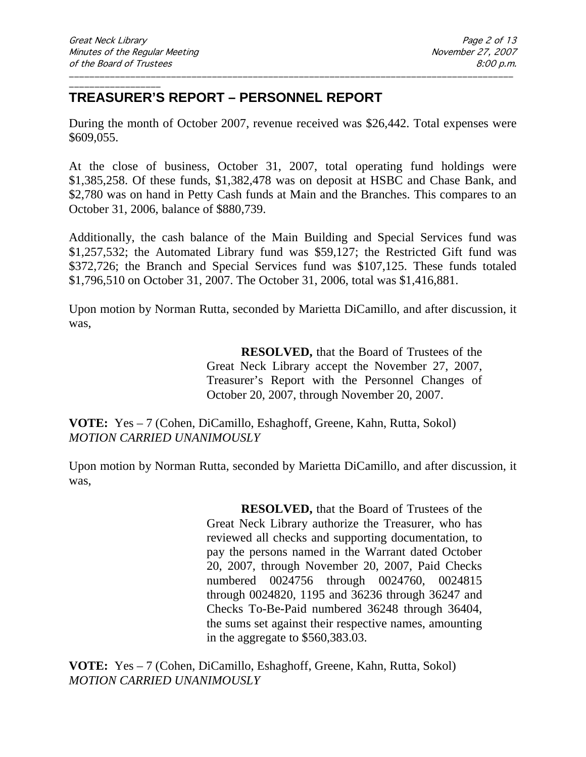## TREASURER'S REPORT – PERSONNEL REPORT

During the month of October 2007, revenue received was $26,442. Total expenses were $609,055.

At the close of business, October 31, 2007, total operating fund holdings were $1,385,258. Of these funds, $1,382,478 was on deposit at HSBC and Chase Bank, and $2,780 was on hand in Petty Cash funds at Main and the Branches. This compares to an October 31, 2006, balance of $880,739.

Additionally, the cash balance of the Main Building and Special Services fund was $1,257,532; the Automated Library fund was $59,127; the Restricted Gift fund was $372,726; the Branch and Special Services fund was $107,125. These funds totaled $1,796,510 on October 31, 2007. The October 31, 2006, total was $1,416,881.

Upon motion by Norman Rutta, seconded by Marietta DiCamillo, and after discussion, it was,

> **RESOLVED,** that the Board of Trustees of the Great Neck Library accept the November 27, 2007, Treasurer's Report with the Personnel Changes of October 20, 2007, through November 20, 2007.

**VOTE:** Yes – 7 (Cohen, DiCamillo, Eshaghoff, Greene, Kahn, Rutta, Sokol)
*MOTION CARRIED UNANIMOUSLY*

Upon motion by Norman Rutta, seconded by Marietta DiCamillo, and after discussion, it was,

> **RESOLVED,** that the Board of Trustees of the Great Neck Library authorize the Treasurer, who has reviewed all checks and supporting documentation, to pay the persons named in the Warrant dated October 20, 2007, through November 20, 2007, Paid Checks numbered 0024756 through 0024760, 0024815 through 0024820, 1195 and 36236 through 36247 and Checks To-Be-Paid numbered 36248 through 36404, the sums set against their respective names, amounting in the aggregate to $560,383.03.

**VOTE:** Yes – 7 (Cohen, DiCamillo, Eshaghoff, Greene, Kahn, Rutta, Sokol)
*MOTION CARRIED UNANIMOUSLY*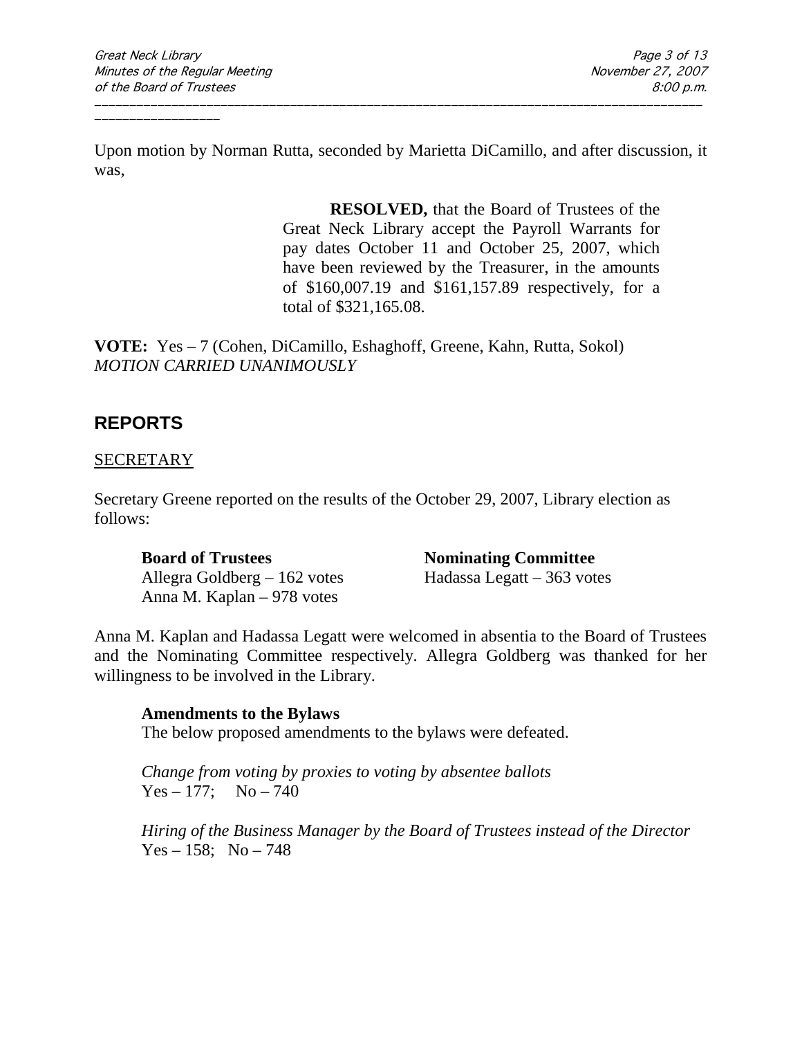Upon motion by Norman Rutta, seconded by Marietta DiCamillo, and after discussion, it was,

> **RESOLVED,** that the Board of Trustees of the Great Neck Library accept the Payroll Warrants for pay dates October 11 and October 25, 2007, which have been reviewed by the Treasurer, in the amounts of $160,007.19 and $161,157.89 respectively, for a total of $321,165.08.

**VOTE:** Yes – 7 (Cohen, DiCamillo, Eshaghoff, Greene, Kahn, Rutta, Sokol)
*MOTION CARRIED UNANIMOUSLY*

## REPORTS

SECRETARY

Secretary Greene reported on the results of the October 29, 2007, Library election as follows:

**Board of Trustees**
Allegra Goldberg – 162 votes
Anna M. Kaplan – 978 votes

**Nominating Committee**
Hadassa Legatt – 363 votes

Anna M. Kaplan and Hadassa Legatt were welcomed in absentia to the Board of Trustees and the Nominating Committee respectively. Allegra Goldberg was thanked for her willingness to be involved in the Library.

**Amendments to the Bylaws**
The below proposed amendments to the bylaws were defeated.

*Change from voting by proxies to voting by absentee ballots*
Yes – 177; No – 740

*Hiring of the Business Manager by the Board of Trustees instead of the Director*
Yes – 158; No – 748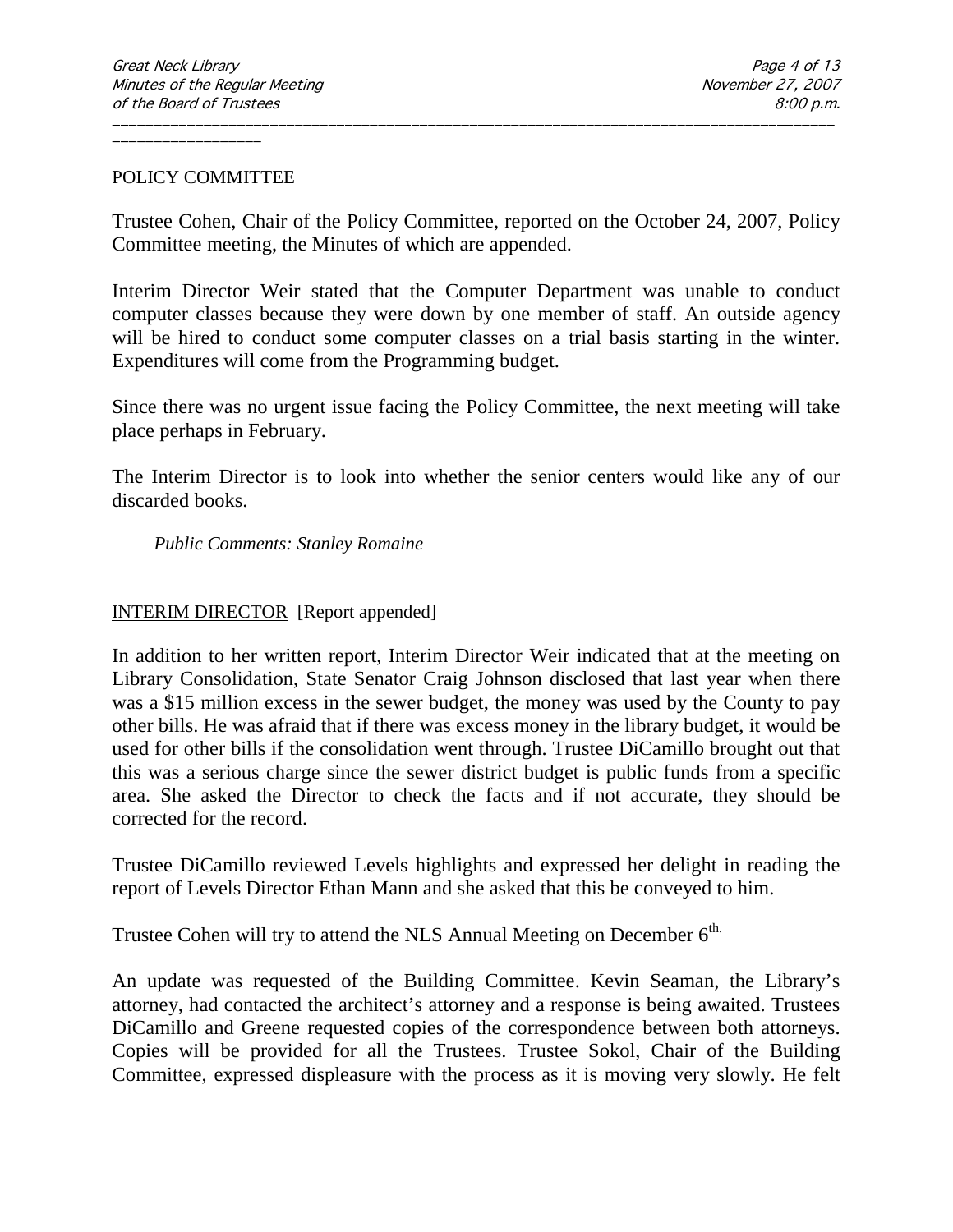POLICY COMMITTEE

Trustee Cohen, Chair of the Policy Committee, reported on the October 24, 2007, Policy Committee meeting, the Minutes of which are appended.

Interim Director Weir stated that the Computer Department was unable to conduct computer classes because they were down by one member of staff. An outside agency will be hired to conduct some computer classes on a trial basis starting in the winter. Expenditures will come from the Programming budget.

Since there was no urgent issue facing the Policy Committee, the next meeting will take place perhaps in February.

The Interim Director is to look into whether the senior centers would like any of our discarded books.

*Public Comments: Stanley Romaine*

INTERIM DIRECTOR [Report appended]

In addition to her written report, Interim Director Weir indicated that at the meeting on Library Consolidation, State Senator Craig Johnson disclosed that last year when there was a $15 million excess in the sewer budget, the money was used by the County to pay other bills. He was afraid that if there was excess money in the library budget, it would be used for other bills if the consolidation went through. Trustee DiCamillo brought out that this was a serious charge since the sewer district budget is public funds from a specific area. She asked the Director to check the facts and if not accurate, they should be corrected for the record.

Trustee DiCamillo reviewed Levels highlights and expressed her delight in reading the report of Levels Director Ethan Mann and she asked that this be conveyed to him.

Trustee Cohen will try to attend the NLS Annual Meeting on December 6th.

An update was requested of the Building Committee. Kevin Seaman, the Library's attorney, had contacted the architect's attorney and a response is being awaited. Trustees DiCamillo and Greene requested copies of the correspondence between both attorneys. Copies will be provided for all the Trustees. Trustee Sokol, Chair of the Building Committee, expressed displeasure with the process as it is moving very slowly. He felt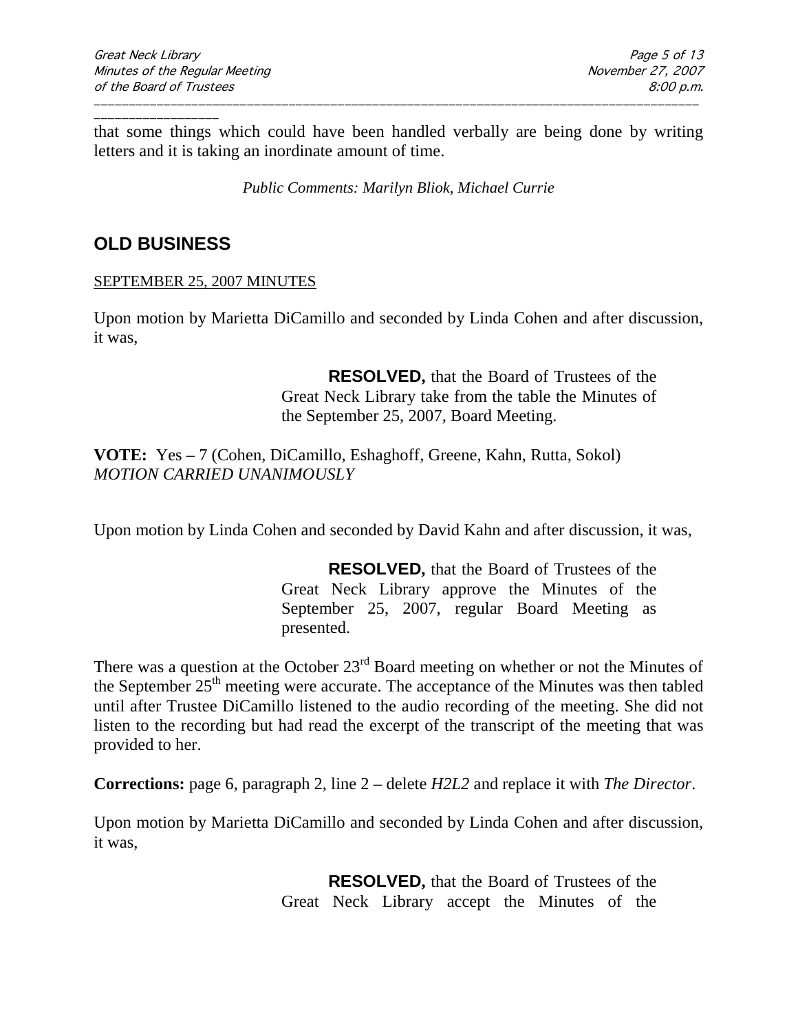that some things which could have been handled verbally are being done by writing letters and it is taking an inordinate amount of time.

*Public Comments: Marilyn Bliok, Michael Currie*

## OLD BUSINESS

SEPTEMBER 25, 2007 MINUTES

Upon motion by Marietta DiCamillo and seconded by Linda Cohen and after discussion, it was,

> **RESOLVED,** that the Board of Trustees of the Great Neck Library take from the table the Minutes of the September 25, 2007, Board Meeting.

**VOTE:** Yes – 7 (Cohen, DiCamillo, Eshaghoff, Greene, Kahn, Rutta, Sokol)
*MOTION CARRIED UNANIMOUSLY*

Upon motion by Linda Cohen and seconded by David Kahn and after discussion, it was,

> **RESOLVED,** that the Board of Trustees of the Great Neck Library approve the Minutes of the September 25, 2007, regular Board Meeting as presented.

There was a question at the October 23rd Board meeting on whether or not the Minutes of the September 25th meeting were accurate. The acceptance of the Minutes was then tabled until after Trustee DiCamillo listened to the audio recording of the meeting. She did not listen to the recording but had read the excerpt of the transcript of the meeting that was provided to her.

**Corrections:** page 6, paragraph 2, line 2 – delete *H2L2* and replace it with *The Director*.

Upon motion by Marietta DiCamillo and seconded by Linda Cohen and after discussion, it was,

> **RESOLVED,** that the Board of Trustees of the Great Neck Library accept the Minutes of the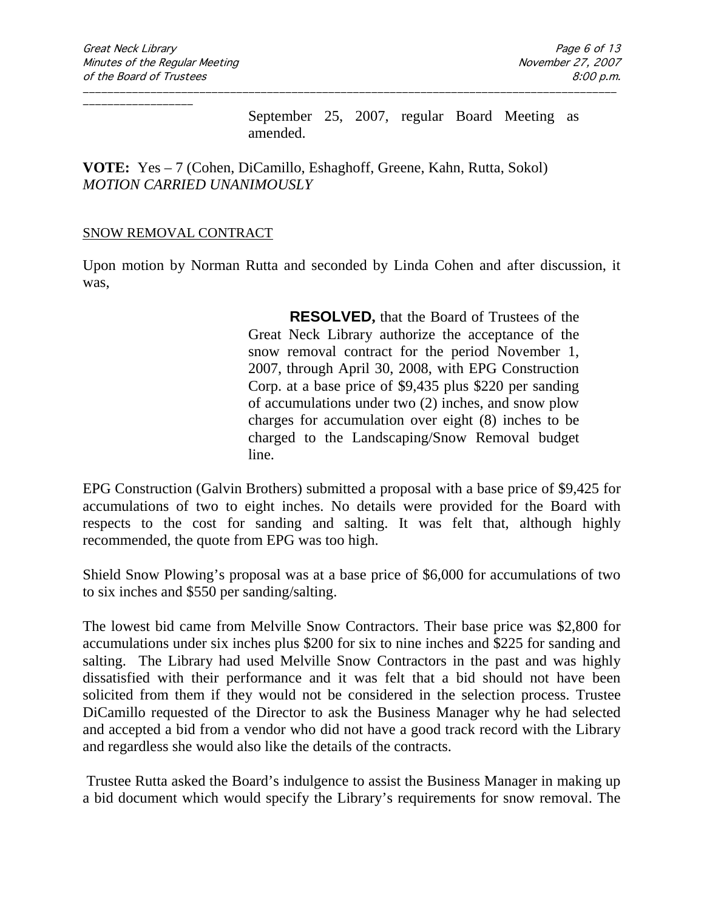September 25, 2007, regular Board Meeting as amended.

**VOTE:** Yes – 7 (Cohen, DiCamillo, Eshaghoff, Greene, Kahn, Rutta, Sokol)
*MOTION CARRIED UNANIMOUSLY*

SNOW REMOVAL CONTRACT

Upon motion by Norman Rutta and seconded by Linda Cohen and after discussion, it was,

> **RESOLVED,** that the Board of Trustees of the Great Neck Library authorize the acceptance of the snow removal contract for the period November 1, 2007, through April 30, 2008, with EPG Construction Corp. at a base price of $9,435 plus $220 per sanding of accumulations under two (2) inches, and snow plow charges for accumulation over eight (8) inches to be charged to the Landscaping/Snow Removal budget line.

EPG Construction (Galvin Brothers) submitted a proposal with a base price of $9,425 for accumulations of two to eight inches. No details were provided for the Board with respects to the cost for sanding and salting. It was felt that, although highly recommended, the quote from EPG was too high.

Shield Snow Plowing's proposal was at a base price of $6,000 for accumulations of two to six inches and $550 per sanding/salting.

The lowest bid came from Melville Snow Contractors. Their base price was $2,800 for accumulations under six inches plus $200 for six to nine inches and $225 for sanding and salting. The Library had used Melville Snow Contractors in the past and was highly dissatisfied with their performance and it was felt that a bid should not have been solicited from them if they would not be considered in the selection process. Trustee DiCamillo requested of the Director to ask the Business Manager why he had selected and accepted a bid from a vendor who did not have a good track record with the Library and regardless she would also like the details of the contracts.

Trustee Rutta asked the Board's indulgence to assist the Business Manager in making up a bid document which would specify the Library's requirements for snow removal. The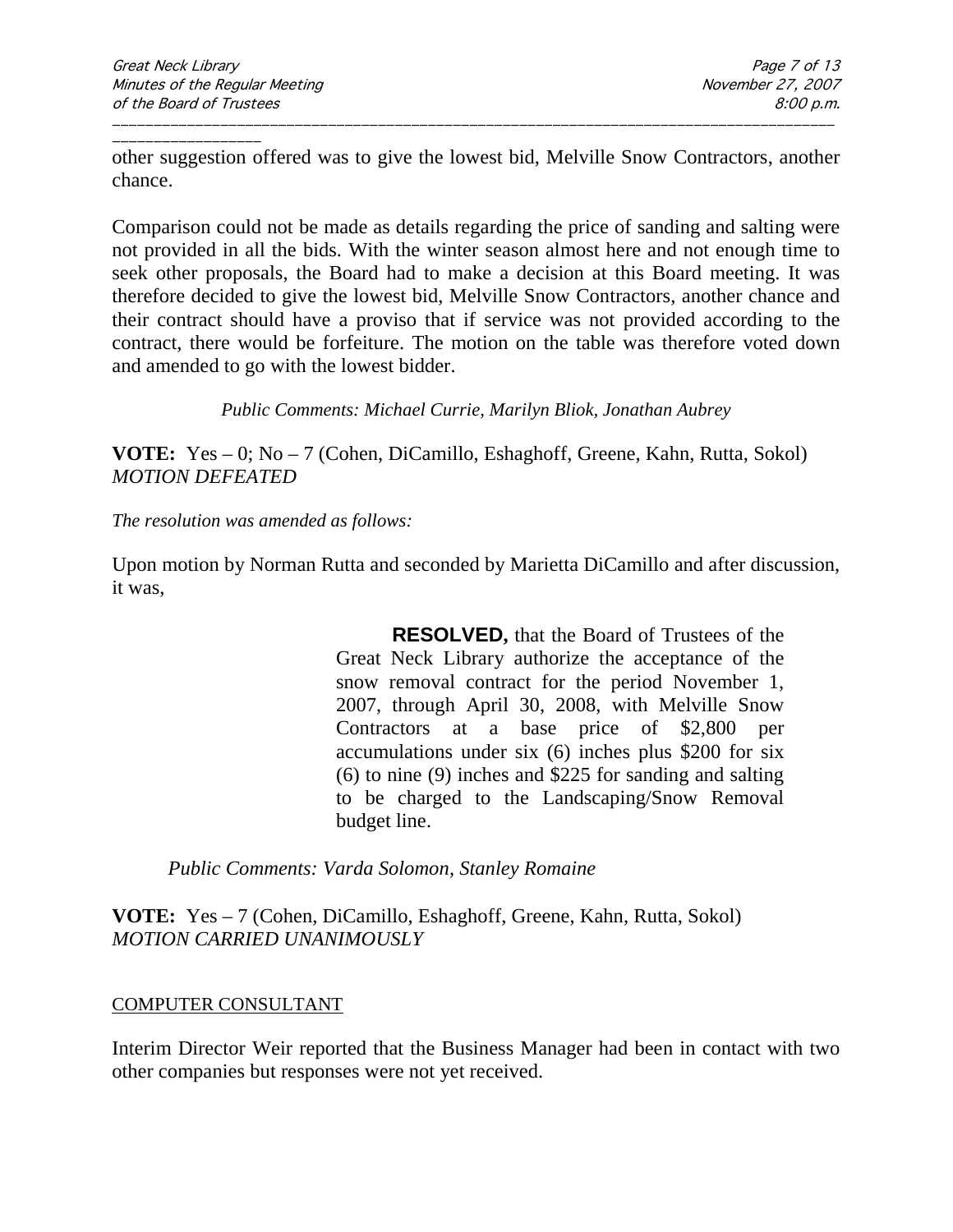other suggestion offered was to give the lowest bid, Melville Snow Contractors, another chance.

Comparison could not be made as details regarding the price of sanding and salting were not provided in all the bids. With the winter season almost here and not enough time to seek other proposals, the Board had to make a decision at this Board meeting. It was therefore decided to give the lowest bid, Melville Snow Contractors, another chance and their contract should have a proviso that if service was not provided according to the contract, there would be forfeiture. The motion on the table was therefore voted down and amended to go with the lowest bidder.

*Public Comments: Michael Currie, Marilyn Bliok, Jonathan Aubrey*

**VOTE:** Yes – 0; No – 7 (Cohen, DiCamillo, Eshaghoff, Greene, Kahn, Rutta, Sokol)
*MOTION DEFEATED*

*The resolution was amended as follows:*

Upon motion by Norman Rutta and seconded by Marietta DiCamillo and after discussion, it was,

> **RESOLVED,** that the Board of Trustees of the Great Neck Library authorize the acceptance of the snow removal contract for the period November 1, 2007, through April 30, 2008, with Melville Snow Contractors at a base price of $2,800 per accumulations under six (6) inches plus $200 for six (6) to nine (9) inches and $225 for sanding and salting to be charged to the Landscaping/Snow Removal budget line.

*Public Comments: Varda Solomon, Stanley Romaine*

**VOTE:** Yes – 7 (Cohen, DiCamillo, Eshaghoff, Greene, Kahn, Rutta, Sokol)
*MOTION CARRIED UNANIMOUSLY*

COMPUTER CONSULTANT

Interim Director Weir reported that the Business Manager had been in contact with two other companies but responses were not yet received.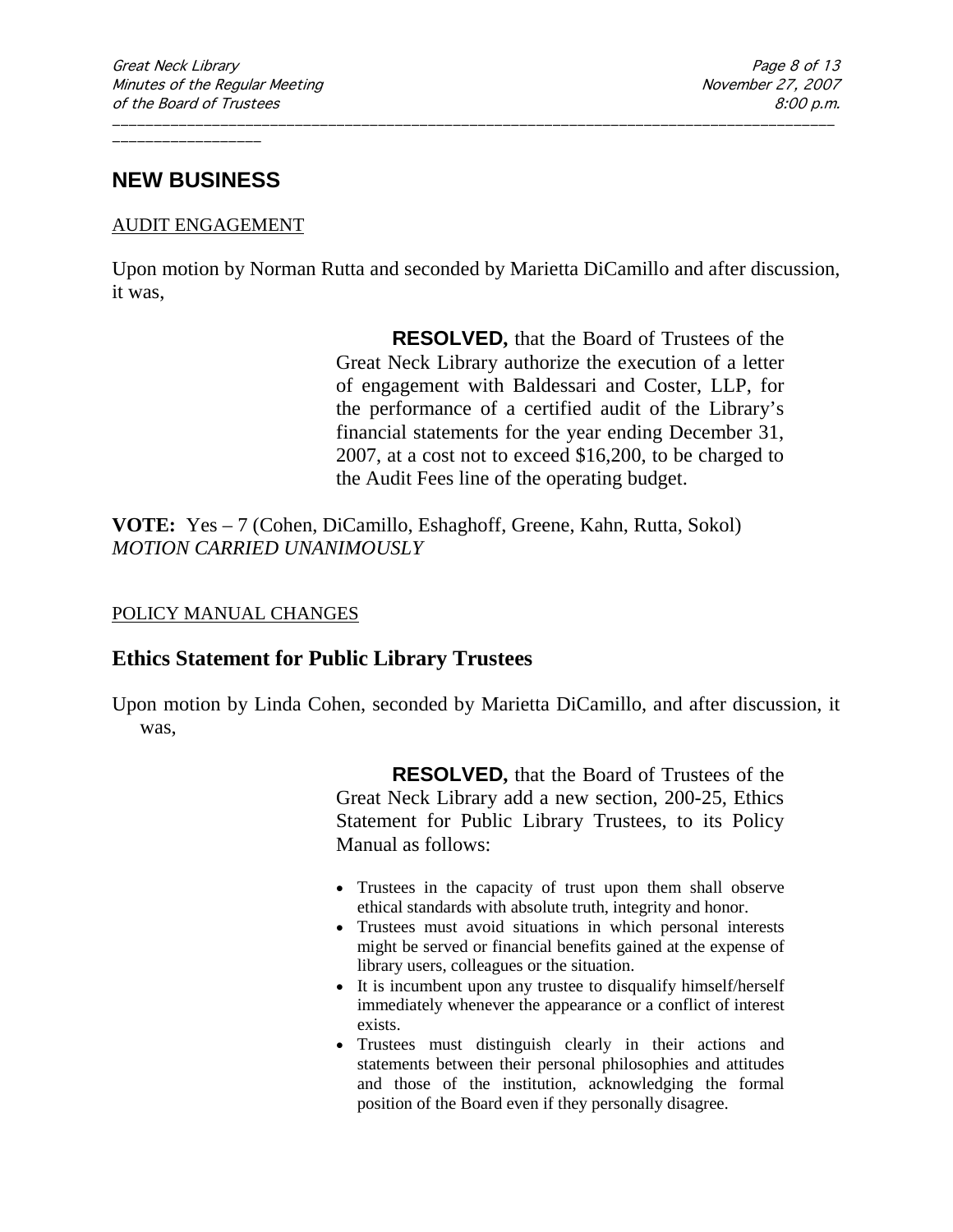## NEW BUSINESS

AUDIT ENGAGEMENT

Upon motion by Norman Rutta and seconded by Marietta DiCamillo and after discussion, it was,

> **RESOLVED,** that the Board of Trustees of the Great Neck Library authorize the execution of a letter of engagement with Baldessari and Coster, LLP, for the performance of a certified audit of the Library's financial statements for the year ending December 31, 2007, at a cost not to exceed $16,200, to be charged to the Audit Fees line of the operating budget.

**VOTE:** Yes – 7 (Cohen, DiCamillo, Eshaghoff, Greene, Kahn, Rutta, Sokol)
*MOTION CARRIED UNANIMOUSLY*

POLICY MANUAL CHANGES

### Ethics Statement for Public Library Trustees

Upon motion by Linda Cohen, seconded by Marietta DiCamillo, and after discussion, it was,

> **RESOLVED,** that the Board of Trustees of the Great Neck Library add a new section, 200-25, Ethics Statement for Public Library Trustees, to its Policy Manual as follows:
>
> - Trustees in the capacity of trust upon them shall observe ethical standards with absolute truth, integrity and honor.
> - Trustees must avoid situations in which personal interests might be served or financial benefits gained at the expense of library users, colleagues or the situation.
> - It is incumbent upon any trustee to disqualify himself/herself immediately whenever the appearance or a conflict of interest exists.
> - Trustees must distinguish clearly in their actions and statements between their personal philosophies and attitudes and those of the institution, acknowledging the formal position of the Board even if they personally disagree.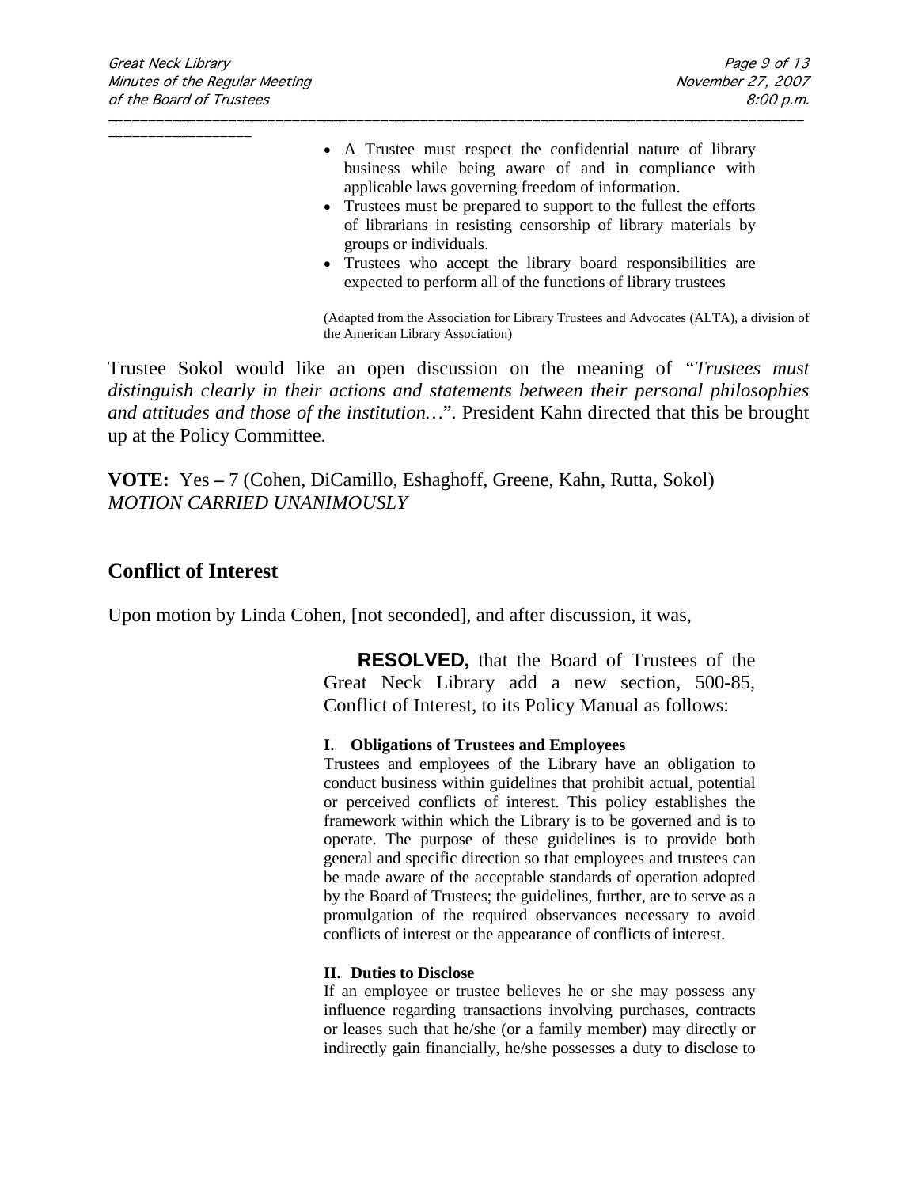- A Trustee must respect the confidential nature of library business while being aware of and in compliance with applicable laws governing freedom of information.
- Trustees must be prepared to support to the fullest the efforts of librarians in resisting censorship of library materials by groups or individuals.
- Trustees who accept the library board responsibilities are expected to perform all of the functions of library trustees

(Adapted from the Association for Library Trustees and Advocates (ALTA), a division of the American Library Association)

Trustee Sokol would like an open discussion on the meaning of "*Trustees must distinguish clearly in their actions and statements between their personal philosophies and attitudes and those of the institution…*". President Kahn directed that this be brought up at the Policy Committee.

**VOTE:** Yes – 7 (Cohen, DiCamillo, Eshaghoff, Greene, Kahn, Rutta, Sokol)
*MOTION CARRIED UNANIMOUSLY*

## Conflict of Interest

Upon motion by Linda Cohen, [not seconded], and after discussion, it was,

**RESOLVED,** that the Board of Trustees of the Great Neck Library add a new section, 500-85, Conflict of Interest, to its Policy Manual as follows:

**I. Obligations of Trustees and Employees**
Trustees and employees of the Library have an obligation to conduct business within guidelines that prohibit actual, potential or perceived conflicts of interest. This policy establishes the framework within which the Library is to be governed and is to operate. The purpose of these guidelines is to provide both general and specific direction so that employees and trustees can be made aware of the acceptable standards of operation adopted by the Board of Trustees; the guidelines, further, are to serve as a promulgation of the required observances necessary to avoid conflicts of interest or the appearance of conflicts of interest.

**II. Duties to Disclose**
If an employee or trustee believes he or she may possess any influence regarding transactions involving purchases, contracts or leases such that he/she (or a family member) may directly or indirectly gain financially, he/she possesses a duty to disclose to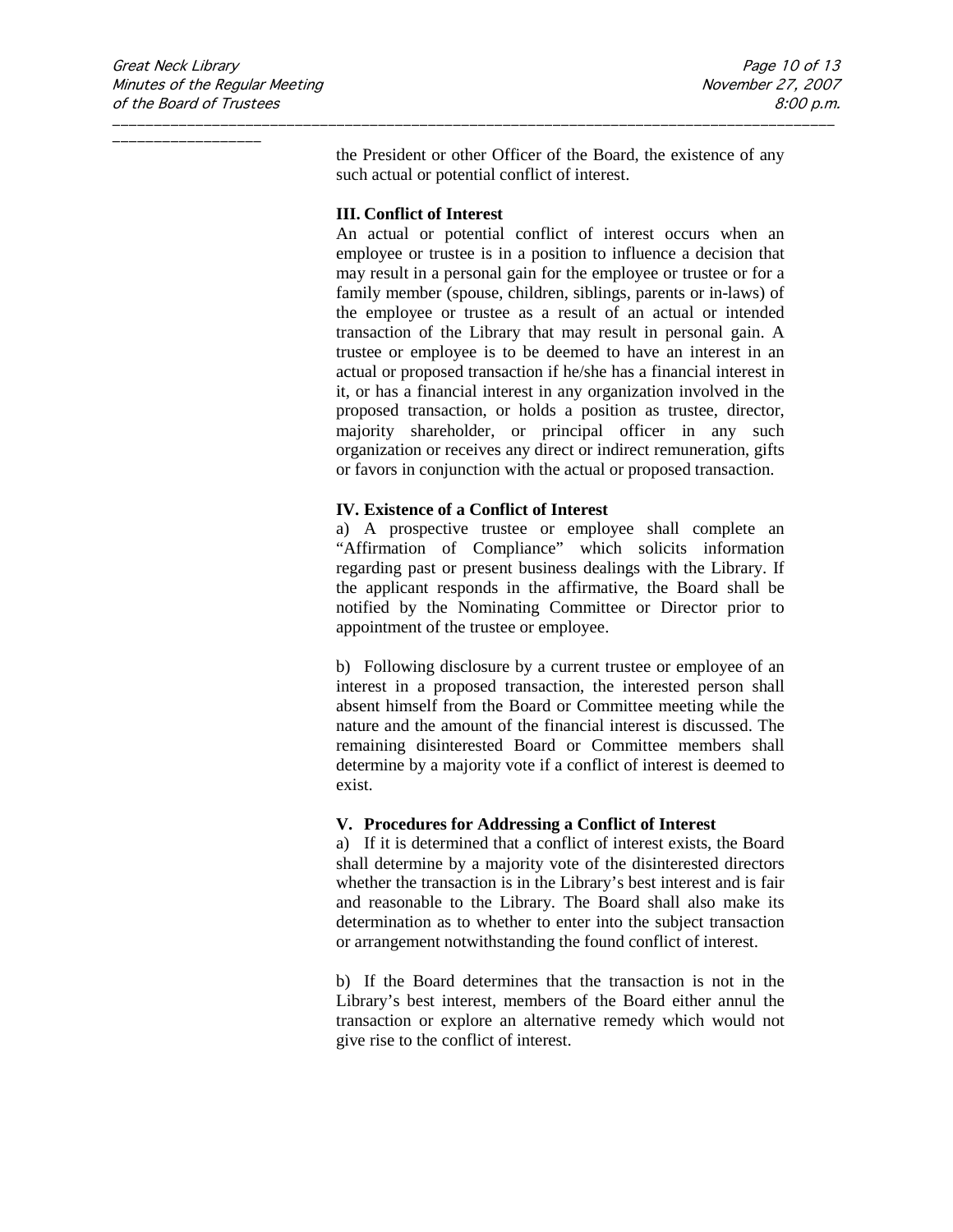the President or other Officer of the Board, the existence of any such actual or potential conflict of interest.

**III. Conflict of Interest**

An actual or potential conflict of interest occurs when an employee or trustee is in a position to influence a decision that may result in a personal gain for the employee or trustee or for a family member (spouse, children, siblings, parents or in-laws) of the employee or trustee as a result of an actual or intended transaction of the Library that may result in personal gain. A trustee or employee is to be deemed to have an interest in an actual or proposed transaction if he/she has a financial interest in it, or has a financial interest in any organization involved in the proposed transaction, or holds a position as trustee, director, majority shareholder, or principal officer in any such organization or receives any direct or indirect remuneration, gifts or favors in conjunction with the actual or proposed transaction.

**IV. Existence of a Conflict of Interest**

a) A prospective trustee or employee shall complete an "Affirmation of Compliance" which solicits information regarding past or present business dealings with the Library. If the applicant responds in the affirmative, the Board shall be notified by the Nominating Committee or Director prior to appointment of the trustee or employee.

b) Following disclosure by a current trustee or employee of an interest in a proposed transaction, the interested person shall absent himself from the Board or Committee meeting while the nature and the amount of the financial interest is discussed. The remaining disinterested Board or Committee members shall determine by a majority vote if a conflict of interest is deemed to exist.

**V. Procedures for Addressing a Conflict of Interest**

a) If it is determined that a conflict of interest exists, the Board shall determine by a majority vote of the disinterested directors whether the transaction is in the Library's best interest and is fair and reasonable to the Library. The Board shall also make its determination as to whether to enter into the subject transaction or arrangement notwithstanding the found conflict of interest.

b) If the Board determines that the transaction is not in the Library's best interest, members of the Board either annul the transaction or explore an alternative remedy which would not give rise to the conflict of interest.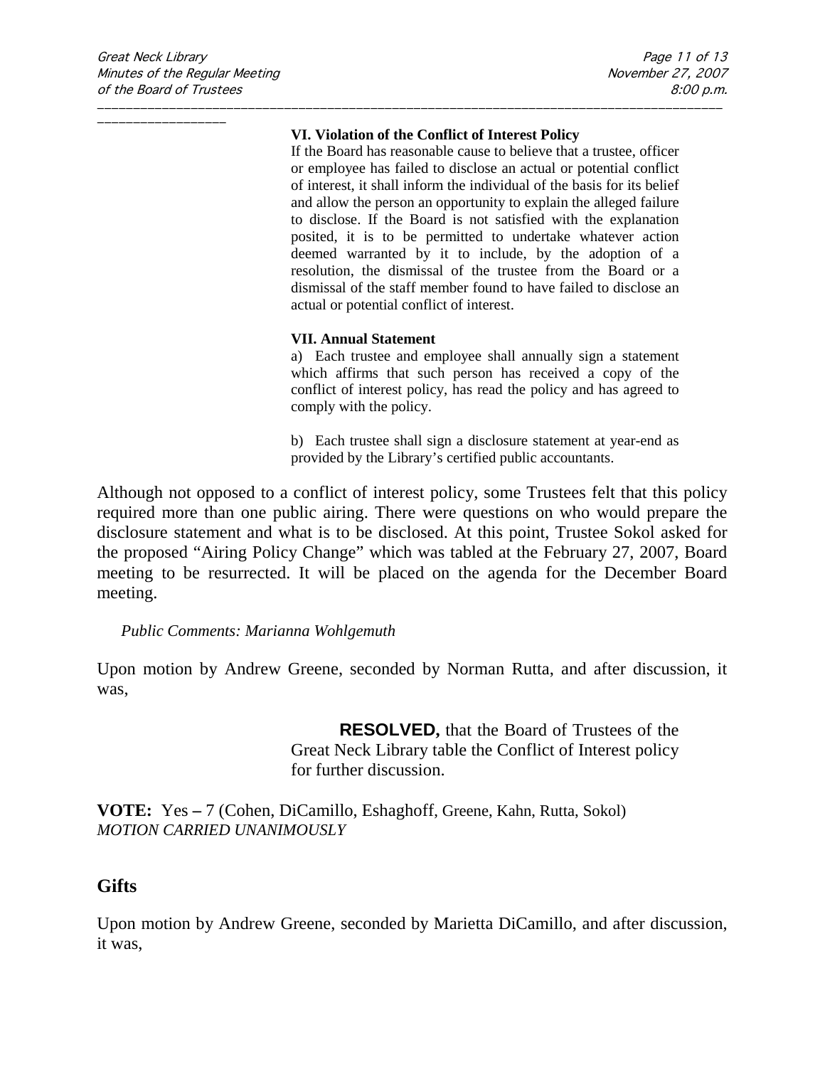**VI. Violation of the Conflict of Interest Policy**

If the Board has reasonable cause to believe that a trustee, officer or employee has failed to disclose an actual or potential conflict of interest, it shall inform the individual of the basis for its belief and allow the person an opportunity to explain the alleged failure to disclose. If the Board is not satisfied with the explanation posited, it is to be permitted to undertake whatever action deemed warranted by it to include, by the adoption of a resolution, the dismissal of the trustee from the Board or a dismissal of the staff member found to have failed to disclose an actual or potential conflict of interest.

**VII. Annual Statement**

a) Each trustee and employee shall annually sign a statement which affirms that such person has received a copy of the conflict of interest policy, has read the policy and has agreed to comply with the policy.

b) Each trustee shall sign a disclosure statement at year-end as provided by the Library's certified public accountants.

Although not opposed to a conflict of interest policy, some Trustees felt that this policy required more than one public airing. There were questions on who would prepare the disclosure statement and what is to be disclosed. At this point, Trustee Sokol asked for the proposed "Airing Policy Change" which was tabled at the February 27, 2007, Board meeting to be resurrected. It will be placed on the agenda for the December Board meeting.

*Public Comments: Marianna Wohlgemuth*

Upon motion by Andrew Greene, seconded by Norman Rutta, and after discussion, it was,

> **RESOLVED,** that the Board of Trustees of the Great Neck Library table the Conflict of Interest policy for further discussion.

**VOTE:** Yes – 7 (Cohen, DiCamillo, Eshaghoff, Greene, Kahn, Rutta, Sokol)
*MOTION CARRIED UNANIMOUSLY*

## Gifts

Upon motion by Andrew Greene, seconded by Marietta DiCamillo, and after discussion, it was,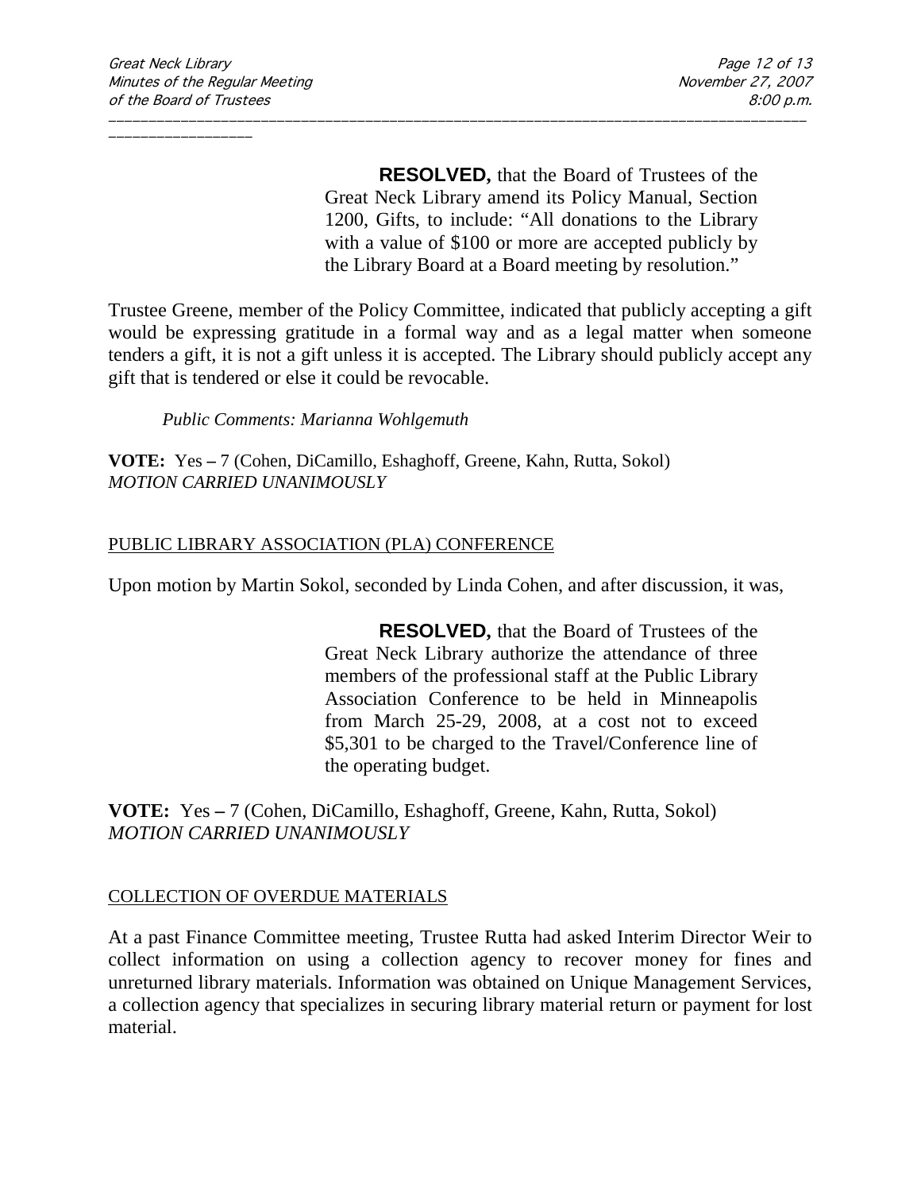**RESOLVED,** that the Board of Trustees of the Great Neck Library amend its Policy Manual, Section 1200, Gifts, to include: "All donations to the Library with a value of $100 or more are accepted publicly by the Library Board at a Board meeting by resolution."

Trustee Greene, member of the Policy Committee, indicated that publicly accepting a gift would be expressing gratitude in a formal way and as a legal matter when someone tenders a gift, it is not a gift unless it is accepted. The Library should publicly accept any gift that is tendered or else it could be revocable.

*Public Comments: Marianna Wohlgemuth*

**VOTE:** Yes – 7 (Cohen, DiCamillo, Eshaghoff, Greene, Kahn, Rutta, Sokol)
*MOTION CARRIED UNANIMOUSLY*

PUBLIC LIBRARY ASSOCIATION (PLA) CONFERENCE

Upon motion by Martin Sokol, seconded by Linda Cohen, and after discussion, it was,

**RESOLVED,** that the Board of Trustees of the Great Neck Library authorize the attendance of three members of the professional staff at the Public Library Association Conference to be held in Minneapolis from March 25-29, 2008, at a cost not to exceed $5,301 to be charged to the Travel/Conference line of the operating budget.

**VOTE:** Yes – 7 (Cohen, DiCamillo, Eshaghoff, Greene, Kahn, Rutta, Sokol)
*MOTION CARRIED UNANIMOUSLY*

COLLECTION OF OVERDUE MATERIALS

At a past Finance Committee meeting, Trustee Rutta had asked Interim Director Weir to collect information on using a collection agency to recover money for fines and unreturned library materials. Information was obtained on Unique Management Services, a collection agency that specializes in securing library material return or payment for lost material.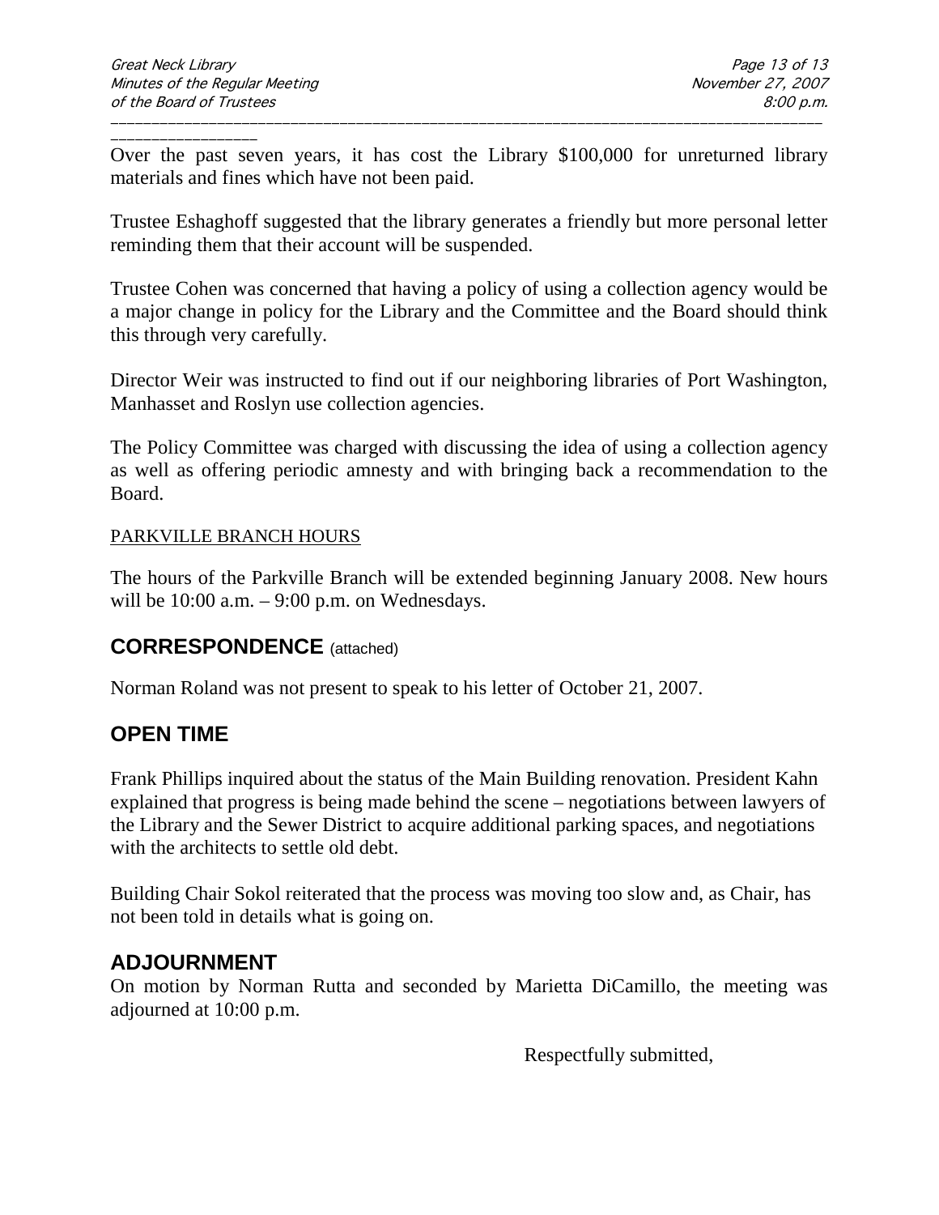Over the past seven years, it has cost the Library $100,000 for unreturned library materials and fines which have not been paid.

Trustee Eshaghoff suggested that the library generates a friendly but more personal letter reminding them that their account will be suspended.

Trustee Cohen was concerned that having a policy of using a collection agency would be a major change in policy for the Library and the Committee and the Board should think this through very carefully.

Director Weir was instructed to find out if our neighboring libraries of Port Washington, Manhasset and Roslyn use collection agencies.

The Policy Committee was charged with discussing the idea of using a collection agency as well as offering periodic amnesty and with bringing back a recommendation to the Board.

PARKVILLE BRANCH HOURS

The hours of the Parkville Branch will be extended beginning January 2008. New hours will be 10:00 a.m. – 9:00 p.m. on Wednesdays.

## CORRESPONDENCE (attached)

Norman Roland was not present to speak to his letter of October 21, 2007.

## OPEN TIME

Frank Phillips inquired about the status of the Main Building renovation. President Kahn explained that progress is being made behind the scene – negotiations between lawyers of the Library and the Sewer District to acquire additional parking spaces, and negotiations with the architects to settle old debt.

Building Chair Sokol reiterated that the process was moving too slow and, as Chair, has not been told in details what is going on.

## ADJOURNMENT

On motion by Norman Rutta and seconded by Marietta DiCamillo, the meeting was adjourned at 10:00 p.m.

Respectfully submitted,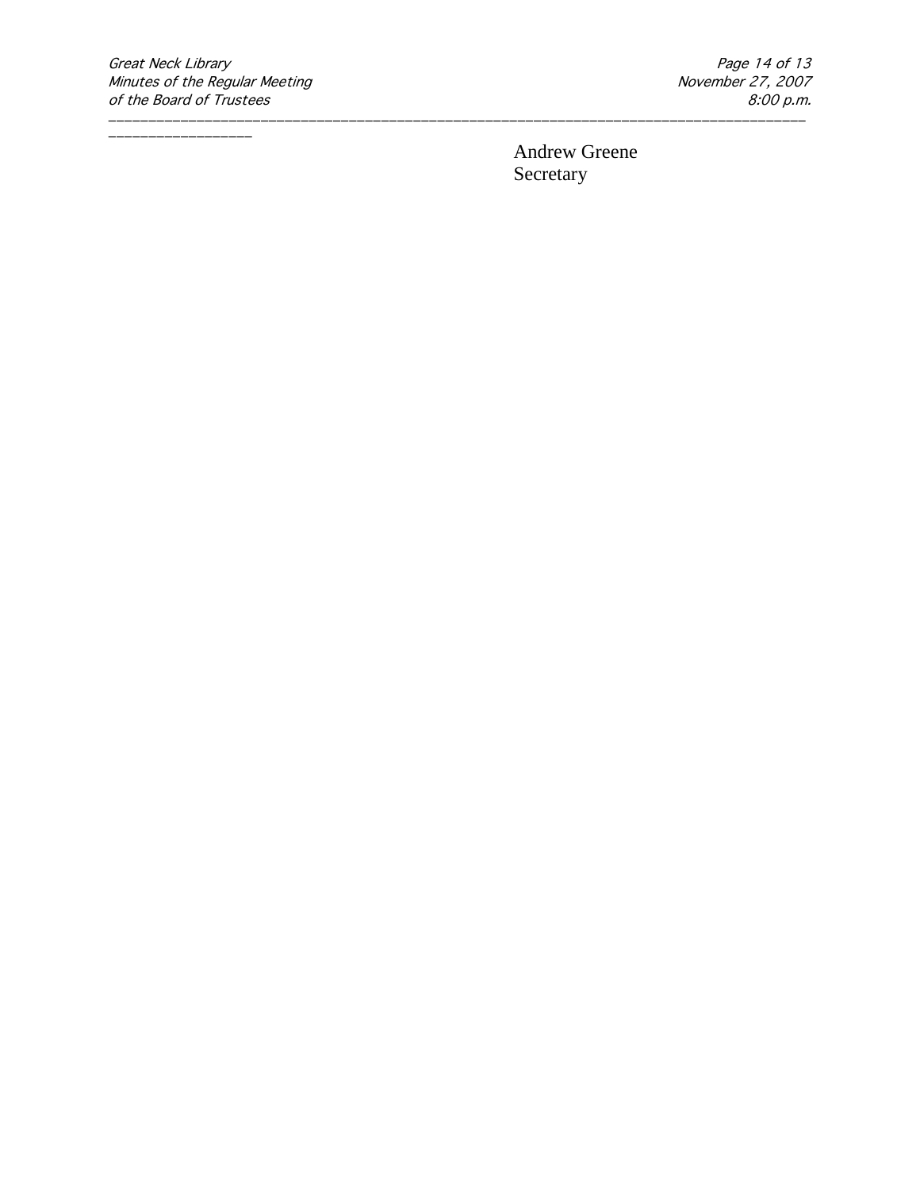Andrew Greene
Secretary